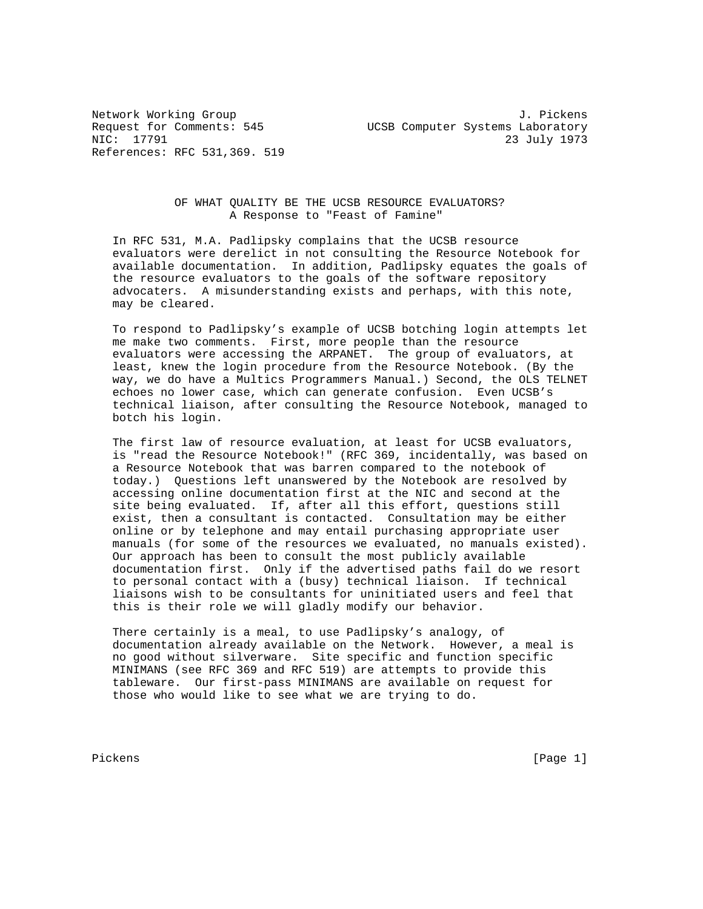Network Working Group J. Pickens
Request for Comments: 545 UCSB Computer Systems Laboratory
NIC: 17791 23 July 1973
References: RFC 531,369. 519

# OF WHAT QUALITY BE THE UCSB RESOURCE EVALUATORS?
## A Response to "Feast of Famine"

In RFC 531, M.A. Padlipsky complains that the UCSB resource evaluators were derelict in not consulting the Resource Notebook for available documentation. In addition, Padlipsky equates the goals of the resource evaluators to the goals of the software repository advocaters. A misunderstanding exists and perhaps, with this note, may be cleared.

To respond to Padlipsky's example of UCSB botching login attempts let me make two comments. First, more people than the resource evaluators were accessing the ARPANET. The group of evaluators, at least, knew the login procedure from the Resource Notebook. (By the way, we do have a Multics Programmers Manual.) Second, the OLS TELNET echoes no lower case, which can generate confusion. Even UCSB's technical liaison, after consulting the Resource Notebook, managed to botch his login.

The first law of resource evaluation, at least for UCSB evaluators, is "read the Resource Notebook!" (RFC 369, incidentally, was based on a Resource Notebook that was barren compared to the notebook of today.) Questions left unanswered by the Notebook are resolved by accessing online documentation first at the NIC and second at the site being evaluated. If, after all this effort, questions still exist, then a consultant is contacted. Consultation may be either online or by telephone and may entail purchasing appropriate user manuals (for some of the resources we evaluated, no manuals existed). Our approach has been to consult the most publicly available documentation first. Only if the advertised paths fail do we resort to personal contact with a (busy) technical liaison. If technical liaisons wish to be consultants for uninitiated users and feel that this is their role we will gladly modify our behavior.

There certainly is a meal, to use Padlipsky's analogy, of documentation already available on the Network. However, a meal is no good without silverware. Site specific and function specific MINIMANS (see RFC 369 and RFC 519) are attempts to provide this tableware. Our first-pass MINIMANS are available on request for those who would like to see what we are trying to do.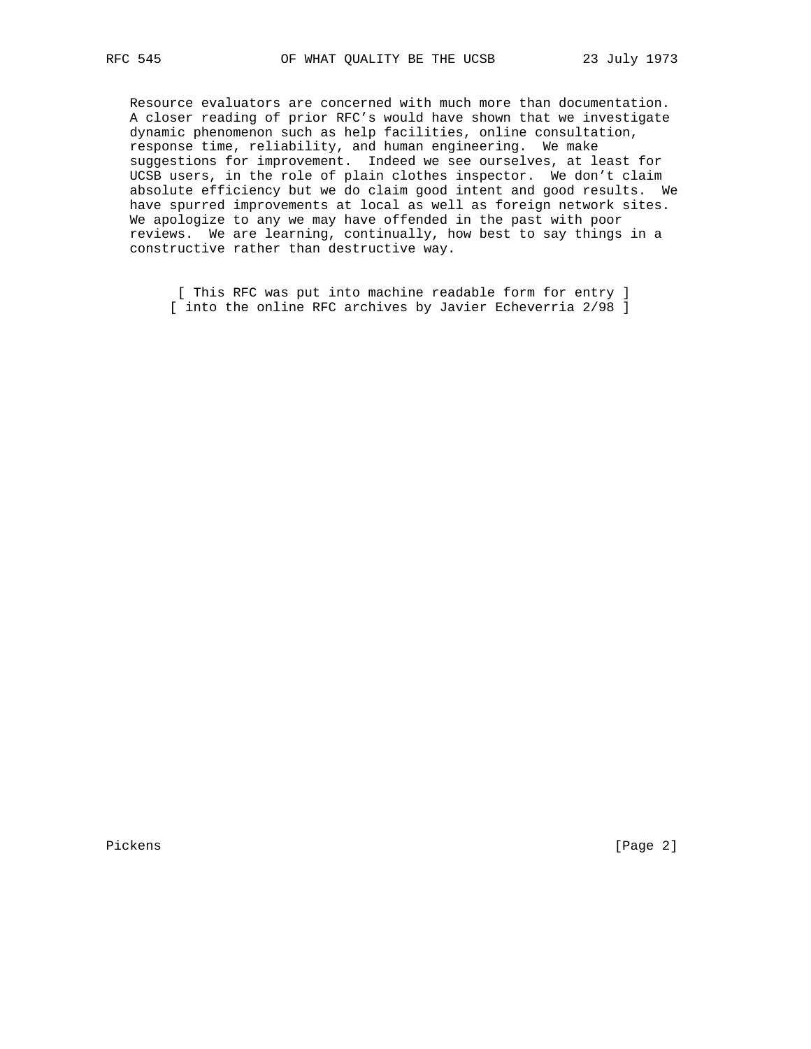Resource evaluators are concerned with much more than documentation. A closer reading of prior RFC's would have shown that we investigate dynamic phenomenon such as help facilities, online consultation, response time, reliability, and human engineering. We make suggestions for improvement. Indeed we see ourselves, at least for UCSB users, in the role of plain clothes inspector. We don't claim absolute efficiency but we do claim good intent and good results. We have spurred improvements at local as well as foreign network sites. We apologize to any we may have offended in the past with poor reviews. We are learning, continually, how best to say things in a constructive rather than destructive way.

[ This RFC was put into machine readable form for entry ]
[ into the online RFC archives by Javier Echeverria 2/98 ]